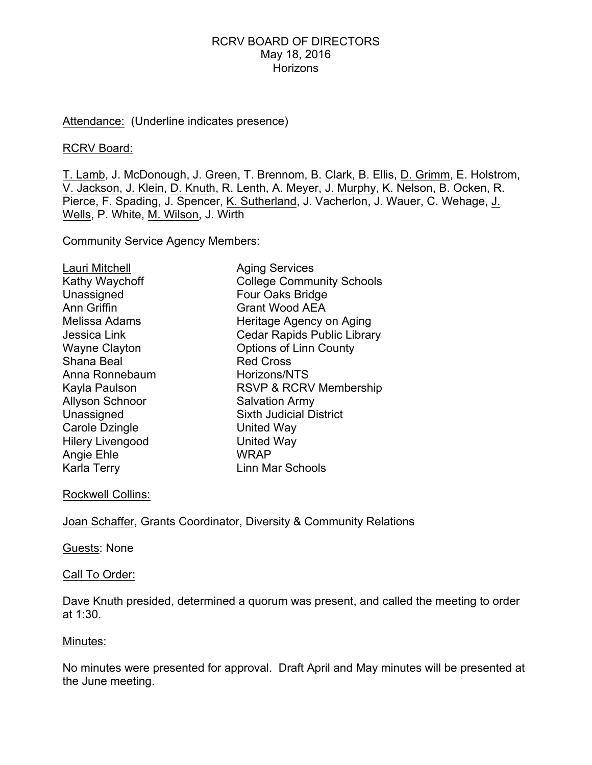RCRV BOARD OF DIRECTORS
May 18, 2016
Horizons

<u>Attendance:</u> (Underline indicates presence)

<u>RCRV Board:</u>

<u>T. Lamb</u>, J. McDonough, J. Green, T. Brennom, B. Clark, B. Ellis, <u>D. Grimm</u>, E. Holstrom, <u>V. Jackson</u>, <u>J. Klein</u>, <u>D. Knuth</u>, R. Lenth, A. Meyer, <u>J. Murphy</u>, K. Nelson, B. Ocken, R. Pierce, F. Spading, J. Spencer, <u>K. Sutherland</u>, J. Vacherlon, J. Wauer, C. Wehage, <u>J. Wells</u>, P. White, <u>M. Wilson</u>, J. Wirth

Community Service Agency Members:

| | |
|---|---|
| <u>Lauri Mitchell</u> | Aging Services |
| Kathy Waychoff | College Community Schools |
| Unassigned | Four Oaks Bridge |
| Ann Griffin | Grant Wood AEA |
| Melissa Adams | Heritage Agency on Aging |
| Jessica Link | Cedar Rapids Public Library |
| Wayne Clayton | Options of Linn County |
| Shana Beal | Red Cross |
| Anna Ronnebaum | Horizons/NTS |
| Kayla Paulson | RSVP & RCRV Membership |
| Allyson Schnoor | Salvation Army |
| Unassigned | Sixth Judicial District |
| Carole Dzingle | United Way |
| Hilery Livengood | United Way |
| Angie Ehle | WRAP |
| Karla Terry | Linn Mar Schools |

<u>Rockwell Collins:</u>

<u>Joan Schaffer</u>, Grants Coordinator, Diversity & Community Relations

<u>Guests</u>: None

<u>Call To Order:</u>

Dave Knuth presided, determined a quorum was present, and called the meeting to order at 1:30.

<u>Minutes:</u>

No minutes were presented for approval. Draft April and May minutes will be presented at the June meeting.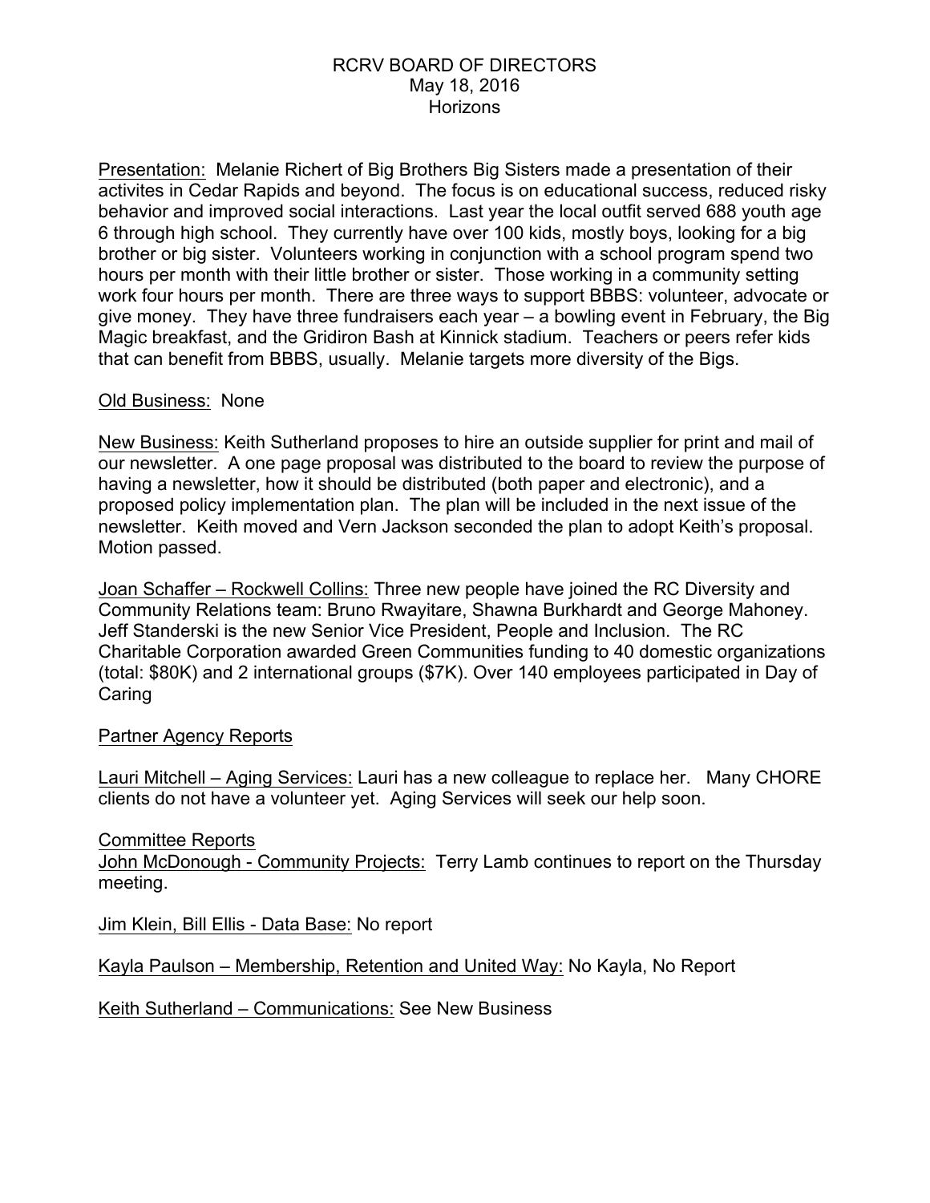RCRV BOARD OF DIRECTORS
May 18, 2016
Horizons

Presentation: Melanie Richert of Big Brothers Big Sisters made a presentation of their activites in Cedar Rapids and beyond. The focus is on educational success, reduced risky behavior and improved social interactions. Last year the local outfit served 688 youth age 6 through high school. They currently have over 100 kids, mostly boys, looking for a big brother or big sister. Volunteers working in conjunction with a school program spend two hours per month with their little brother or sister. Those working in a community setting work four hours per month. There are three ways to support BBBS: volunteer, advocate or give money. They have three fundraisers each year – a bowling event in February, the Big Magic breakfast, and the Gridiron Bash at Kinnick stadium. Teachers or peers refer kids that can benefit from BBBS, usually. Melanie targets more diversity of the Bigs.

Old Business: None

New Business: Keith Sutherland proposes to hire an outside supplier for print and mail of our newsletter. A one page proposal was distributed to the board to review the purpose of having a newsletter, how it should be distributed (both paper and electronic), and a proposed policy implementation plan. The plan will be included in the next issue of the newsletter. Keith moved and Vern Jackson seconded the plan to adopt Keith's proposal. Motion passed.

Joan Schaffer – Rockwell Collins: Three new people have joined the RC Diversity and Community Relations team: Bruno Rwayitare, Shawna Burkhardt and George Mahoney. Jeff Standerski is the new Senior Vice President, People and Inclusion. The RC Charitable Corporation awarded Green Communities funding to 40 domestic organizations (total: $80K) and 2 international groups ($7K). Over 140 employees participated in Day of Caring

Partner Agency Reports

Lauri Mitchell – Aging Services: Lauri has a new colleague to replace her. Many CHORE clients do not have a volunteer yet. Aging Services will seek our help soon.

Committee Reports

John McDonough - Community Projects: Terry Lamb continues to report on the Thursday meeting.

Jim Klein, Bill Ellis - Data Base: No report

Kayla Paulson – Membership, Retention and United Way: No Kayla, No Report

Keith Sutherland – Communications: See New Business